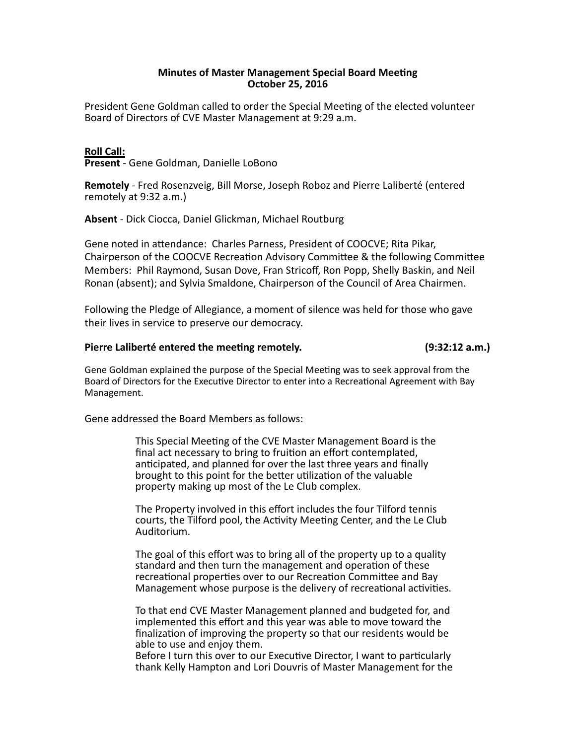**Minutes of Master Management Special Board Meeting**
**October 25, 2016**

President Gene Goldman called to order the Special Meeting of the elected volunteer Board of Directors of CVE Master Management at 9:29 a.m.

**Roll Call:**

**Present** - Gene Goldman, Danielle LoBono

**Remotely** - Fred Rosenzveig, Bill Morse, Joseph Roboz and Pierre Laliberté (entered remotely at 9:32 a.m.)

**Absent** - Dick Ciocca, Daniel Glickman, Michael Routburg

Gene noted in attendance: Charles Parness, President of COOCVE; Rita Pikar, Chairperson of the COOCVE Recreation Advisory Committee & the following Committee Members: Phil Raymond, Susan Dove, Fran Stricoff, Ron Popp, Shelly Baskin, and Neil Ronan (absent); and Sylvia Smaldone, Chairperson of the Council of Area Chairmen.

Following the Pledge of Allegiance, a moment of silence was held for those who gave their lives in service to preserve our democracy.

**Pierre Laliberté entered the meeting remotely. (9:32:12 a.m.)**

Gene Goldman explained the purpose of the Special Meeting was to seek approval from the Board of Directors for the Executive Director to enter into a Recreational Agreement with Bay Management.

Gene addressed the Board Members as follows:

> This Special Meeting of the CVE Master Management Board is the final act necessary to bring to fruition an effort contemplated, anticipated, and planned for over the last three years and finally brought to this point for the better utilization of the valuable property making up most of the Le Club complex.
>
> The Property involved in this effort includes the four Tilford tennis courts, the Tilford pool, the Activity Meeting Center, and the Le Club Auditorium.
>
> The goal of this effort was to bring all of the property up to a quality standard and then turn the management and operation of these recreational properties over to our Recreation Committee and Bay Management whose purpose is the delivery of recreational activities.
>
> To that end CVE Master Management planned and budgeted for, and implemented this effort and this year was able to move toward the finalization of improving the property so that our residents would be able to use and enjoy them.
> Before I turn this over to our Executive Director, I want to particularly thank Kelly Hampton and Lori Douvris of Master Management for the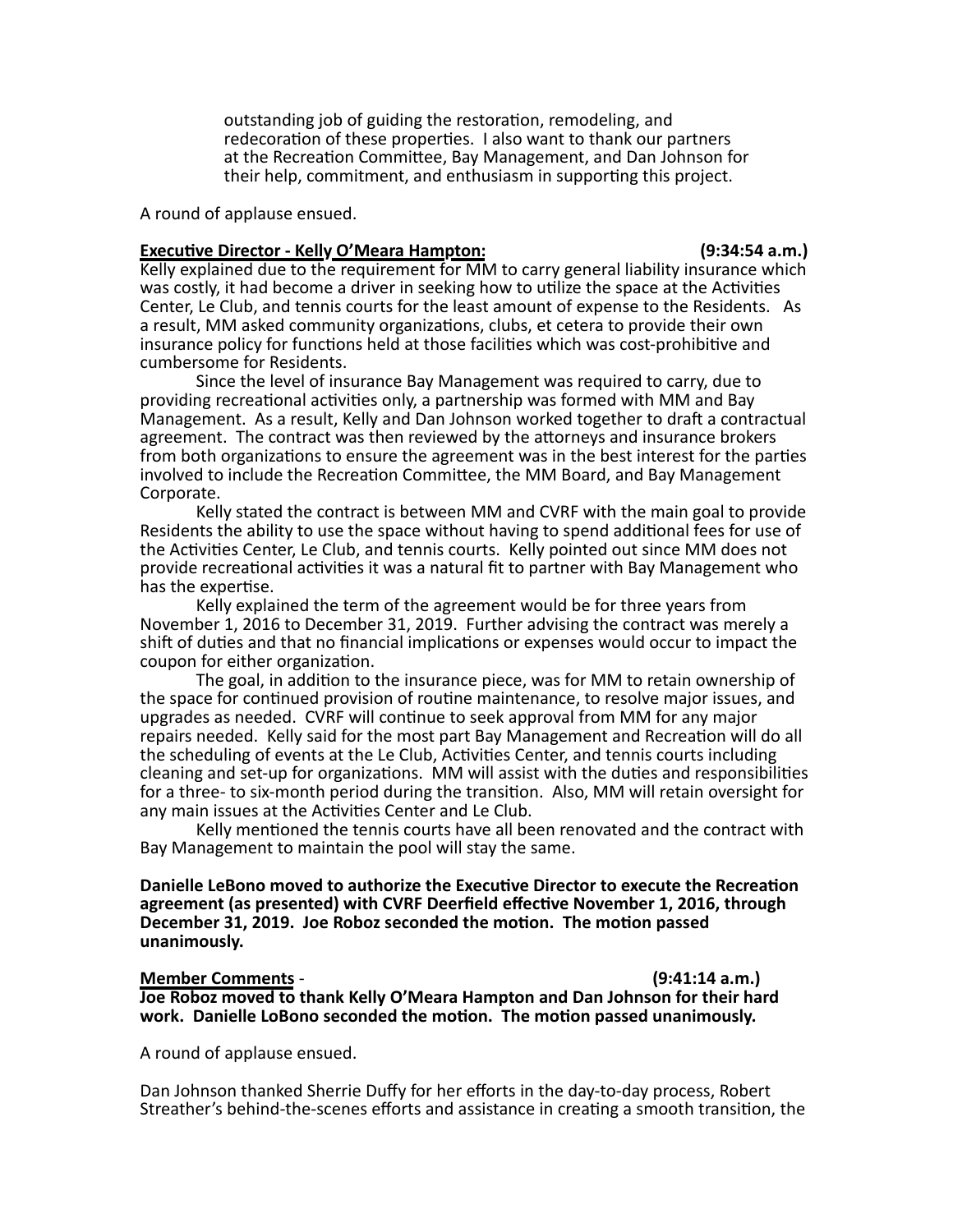> outstanding job of guiding the restoration, remodeling, and redecoration of these properties. I also want to thank our partners at the Recreation Committee, Bay Management, and Dan Johnson for their help, commitment, and enthusiasm in supporting this project.

A round of applause ensued.

**Executive Director - Kelly O'Meara Hampton:** **(9:34:54 a.m.)**

Kelly explained due to the requirement for MM to carry general liability insurance which was costly, it had become a driver in seeking how to utilize the space at the Activities Center, Le Club, and tennis courts for the least amount of expense to the Residents. As a result, MM asked community organizations, clubs, et cetera to provide their own insurance policy for functions held at those facilities which was cost-prohibitive and cumbersome for Residents.

Since the level of insurance Bay Management was required to carry, due to providing recreational activities only, a partnership was formed with MM and Bay Management. As a result, Kelly and Dan Johnson worked together to draft a contractual agreement. The contract was then reviewed by the attorneys and insurance brokers from both organizations to ensure the agreement was in the best interest for the parties involved to include the Recreation Committee, the MM Board, and Bay Management Corporate.

Kelly stated the contract is between MM and CVRF with the main goal to provide Residents the ability to use the space without having to spend additional fees for use of the Activities Center, Le Club, and tennis courts. Kelly pointed out since MM does not provide recreational activities it was a natural fit to partner with Bay Management who has the expertise.

Kelly explained the term of the agreement would be for three years from November 1, 2016 to December 31, 2019. Further advising the contract was merely a shift of duties and that no financial implications or expenses would occur to impact the coupon for either organization.

The goal, in addition to the insurance piece, was for MM to retain ownership of the space for continued provision of routine maintenance, to resolve major issues, and upgrades as needed. CVRF will continue to seek approval from MM for any major repairs needed. Kelly said for the most part Bay Management and Recreation will do all the scheduling of events at the Le Club, Activities Center, and tennis courts including cleaning and set-up for organizations. MM will assist with the duties and responsibilities for a three- to six-month period during the transition. Also, MM will retain oversight for any main issues at the Activities Center and Le Club.

Kelly mentioned the tennis courts have all been renovated and the contract with Bay Management to maintain the pool will stay the same.

**Danielle LeBono moved to authorize the Executive Director to execute the Recreation agreement (as presented) with CVRF Deerfield effective November 1, 2016, through December 31, 2019. Joe Roboz seconded the motion. The motion passed unanimously.**

**Member Comments** - **(9:41:14 a.m.)**

**Joe Roboz moved to thank Kelly O'Meara Hampton and Dan Johnson for their hard work. Danielle LoBono seconded the motion. The motion passed unanimously.**

A round of applause ensued.

Dan Johnson thanked Sherrie Duffy for her efforts in the day-to-day process, Robert Streather's behind-the-scenes efforts and assistance in creating a smooth transition, the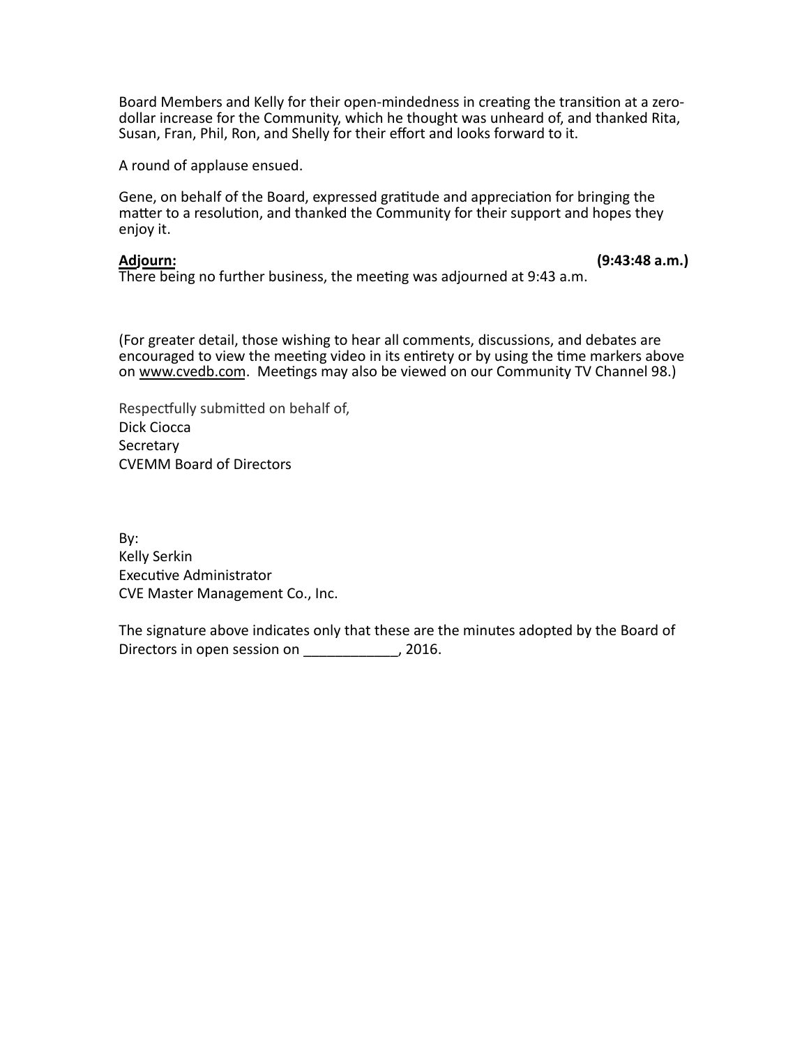Board Members and Kelly for their open-mindedness in creating the transition at a zero-dollar increase for the Community, which he thought was unheard of, and thanked Rita, Susan, Fran, Phil, Ron, and Shelly for their effort and looks forward to it.

A round of applause ensued.

Gene, on behalf of the Board, expressed gratitude and appreciation for bringing the matter to a resolution, and thanked the Community for their support and hopes they enjoy it.

**Adjourn:** **(9:43:48 a.m.)**

There being no further business, the meeting was adjourned at 9:43 a.m.

(For greater detail, those wishing to hear all comments, discussions, and debates are encouraged to view the meeting video in its entirety or by using the time markers above on www.cvedb.com. Meetings may also be viewed on our Community TV Channel 98.)

Respectfully submitted on behalf of,
Dick Ciocca
Secretary
CVEMM Board of Directors

By:
Kelly Serkin
Executive Administrator
CVE Master Management Co., Inc.

The signature above indicates only that these are the minutes adopted by the Board of Directors in open session on ____________, 2016.